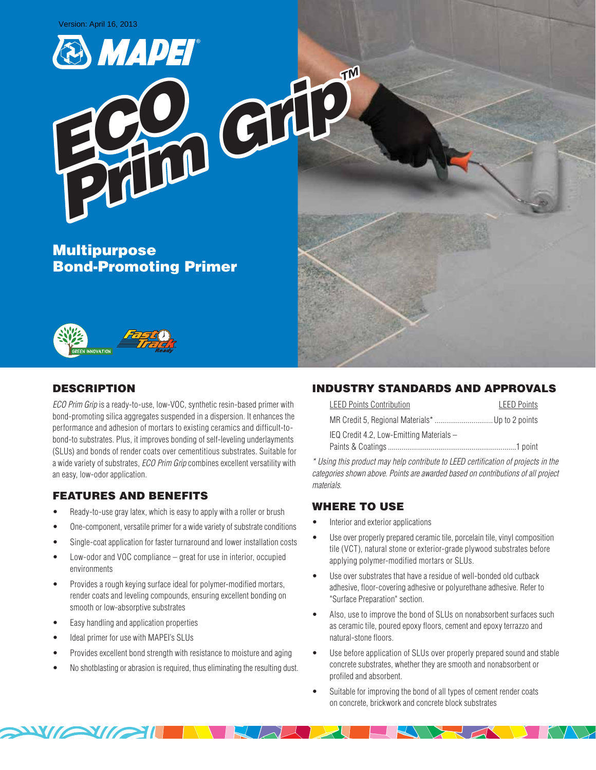Version: April 16, 2013

# ECO Prim Grip™

## Multipurpose Bond-Promoting Primer

## DESCRIPTION

*ECO Prim Grip* is a ready-to-use, low-VOC, synthetic resin-based primer with bond-promoting silica aggregates suspended in a dispersion. It enhances the performance and adhesion of mortars to existing ceramics and difficult-to-bond-to substrates. Plus, it improves bonding of self-leveling underlayments (SLUs) and bonds of render coats over cementitious substrates. Suitable for a wide variety of substrates, *ECO Prim Grip* combines excellent versatility with an easy, low-odor application.

## FEATURES AND BENEFITS

- Ready-to-use gray latex, which is easy to apply with a roller or brush
- One-component, versatile primer for a wide variety of substrate conditions
- Single-coat application for faster turnaround and lower installation costs
- Low-odor and VOC compliance – great for use in interior, occupied environments
- Provides a rough keying surface ideal for polymer-modified mortars, render coats and leveling compounds, ensuring excellent bonding on smooth or low-absorptive substrates
- Easy handling and application properties
- Ideal primer for use with MAPEI's SLUs
- Provides excellent bond strength with resistance to moisture and aging
- No shotblasting or abrasion is required, thus eliminating the resulting dust.

## INDUSTRY STANDARDS AND APPROVALS

| LEED Points Contribution | LEED Points |
|---|---|
| MR Credit 5, Regional Materials* | Up to 2 points |
| IEQ Credit 4.2, Low-Emitting Materials – Paints & Coatings | 1 point |

*\* Using this product may help contribute to LEED certification of projects in the categories shown above. Points are awarded based on contributions of all project materials.*

## WHERE TO USE

- Interior and exterior applications
- Use over properly prepared ceramic tile, porcelain tile, vinyl composition tile (VCT), natural stone or exterior-grade plywood substrates before applying polymer-modified mortars or SLUs.
- Use over substrates that have a residue of well-bonded old cutback adhesive, floor-covering adhesive or polyurethane adhesive. Refer to "Surface Preparation" section.
- Also, use to improve the bond of SLUs on nonabsorbent surfaces such as ceramic tile, poured epoxy floors, cement and epoxy terrazzo and natural-stone floors.
- Use before application of SLUs over properly prepared sound and stable concrete substrates, whether they are smooth and nonabsorbent or profiled and absorbent.
- Suitable for improving the bond of all types of cement render coats on concrete, brickwork and concrete block substrates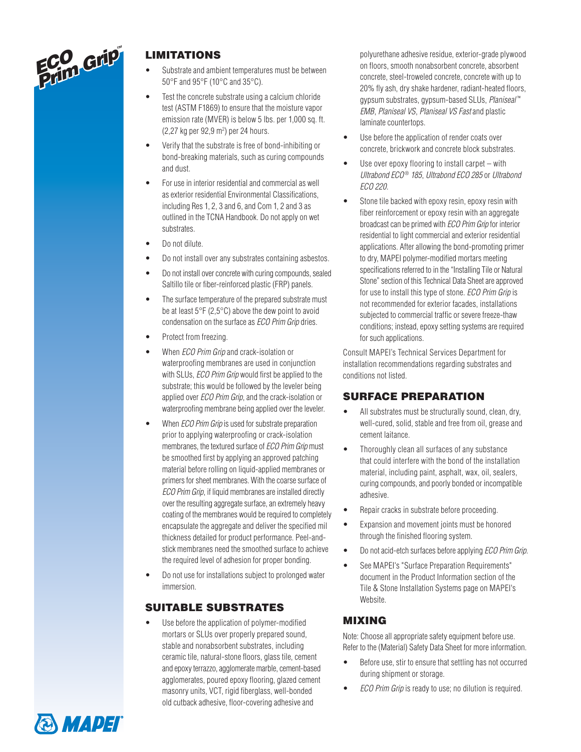## LIMITATIONS

- Substrate and ambient temperatures must be between 50°F and 95°F (10°C and 35°C).
- Test the concrete substrate using a calcium chloride test (ASTM F1869) to ensure that the moisture vapor emission rate (MVER) is below 5 lbs. per 1,000 sq. ft. (2,27 kg per 92,9 m²) per 24 hours.
- Verify that the substrate is free of bond-inhibiting or bond-breaking materials, such as curing compounds and dust.
- For use in interior residential and commercial as well as exterior residential Environmental Classifications, including Res 1, 2, 3 and 6, and Com 1, 2 and 3 as outlined in the TCNA Handbook. Do not apply on wet substrates.
- Do not dilute.
- Do not install over any substrates containing asbestos.
- Do not install over concrete with curing compounds, sealed Saltillo tile or fiber-reinforced plastic (FRP) panels.
- The surface temperature of the prepared substrate must be at least 5°F (2,5°C) above the dew point to avoid condensation on the surface as *ECO Prim Grip* dries.
- Protect from freezing.
- When *ECO Prim Grip* and crack-isolation or waterproofing membranes are used in conjunction with SLUs, *ECO Prim Grip* would first be applied to the substrate; this would be followed by the leveler being applied over *ECO Prim Grip*, and the crack-isolation or waterproofing membrane being applied over the leveler.
- When *ECO Prim Grip* is used for substrate preparation prior to applying waterproofing or crack-isolation membranes, the textured surface of *ECO Prim Grip* must be smoothed first by applying an approved patching material before rolling on liquid-applied membranes or primers for sheet membranes. With the coarse surface of *ECO Prim Grip*, if liquid membranes are installed directly over the resulting aggregate surface, an extremely heavy coating of the membranes would be required to completely encapsulate the aggregate and deliver the specified mil thickness detailed for product performance. Peel-and-stick membranes need the smoothed surface to achieve the required level of adhesion for proper bonding.
- Do not use for installations subject to prolonged water immersion.

## SUITABLE SUBSTRATES

- Use before the application of polymer-modified mortars or SLUs over properly prepared sound, stable and nonabsorbent substrates, including ceramic tile, natural-stone floors, glass tile, cement and epoxy terrazzo, agglomerate marble, cement-based agglomerates, poured epoxy flooring, glazed cement masonry units, VCT, rigid fiberglass, well-bonded old cutback adhesive, floor-covering adhesive and polyurethane adhesive residue, exterior-grade plywood on floors, smooth nonabsorbent concrete, absorbent concrete, steel-troweled concrete, concrete with up to 20% fly ash, dry shake hardener, radiant-heated floors, gypsum substrates, gypsum-based SLUs, *Planiseal™ EMB*, *Planiseal VS*, *Planiseal VS Fast* and plastic laminate countertops.
- Use before the application of render coats over concrete, brickwork and concrete block substrates.
- Use over epoxy flooring to install carpet – with *Ultrabond ECO® 185*, *Ultrabond ECO 285* or *Ultrabond ECO 220*.
- Stone tile backed with epoxy resin, epoxy resin with fiber reinforcement or epoxy resin with an aggregate broadcast can be primed with *ECO Prim Grip* for interior residential to light commercial and exterior residential applications. After allowing the bond-promoting primer to dry, MAPEI polymer-modified mortars meeting specifications referred to in the "Installing Tile or Natural Stone" section of this Technical Data Sheet are approved for use to install this type of stone. *ECO Prim Grip* is not recommended for exterior facades, installations subjected to commercial traffic or severe freeze-thaw conditions; instead, epoxy setting systems are required for such applications.

Consult MAPEI's Technical Services Department for installation recommendations regarding substrates and conditions not listed.

## SURFACE PREPARATION

- All substrates must be structurally sound, clean, dry, well-cured, solid, stable and free from oil, grease and cement laitance.
- Thoroughly clean all surfaces of any substance that could interfere with the bond of the installation material, including paint, asphalt, wax, oil, sealers, curing compounds, and poorly bonded or incompatible adhesive.
- Repair cracks in substrate before proceeding.
- Expansion and movement joints must be honored through the finished flooring system.
- Do not acid-etch surfaces before applying *ECO Prim Grip*.
- See MAPEI's "Surface Preparation Requirements" document in the Product Information section of the Tile & Stone Installation Systems page on MAPEI's Website.

## MIXING

Note: Choose all appropriate safety equipment before use. Refer to the (Material) Safety Data Sheet for more information.

- Before use, stir to ensure that settling has not occurred during shipment or storage.
- *ECO Prim Grip* is ready to use; no dilution is required.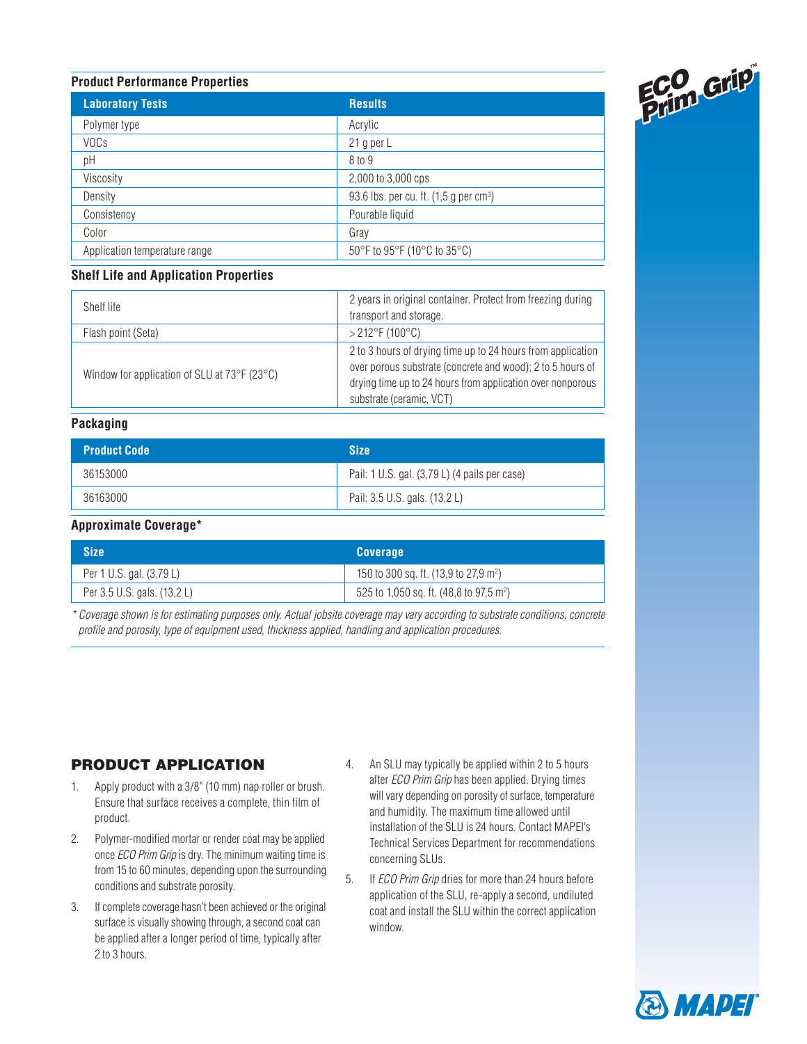### Product Performance Properties

| Laboratory Tests | Results |
|---|---|
| Polymer type | Acrylic |
| VOCs | 21 g per L |
| pH | 8 to 9 |
| Viscosity | 2,000 to 3,000 cps |
| Density | 93.6 lbs. per cu. ft. (1,5 g per $cm^3$) |
| Consistency | Pourable liquid |
| Color | Gray |
| Application temperature range | 50°F to 95°F (10°C to 35°C) |

### Shelf Life and Application Properties

| | |
|---|---|
| Shelf life | 2 years in original container. Protect from freezing during transport and storage. |
| Flash point (Seta) | > 212°F (100°C) |
| Window for application of SLU at 73°F (23°C) | 2 to 3 hours of drying time up to 24 hours from application over porous substrate (concrete and wood); 2 to 5 hours of drying time up to 24 hours from application over nonporous substrate (ceramic, VCT) |

### Packaging

| Product Code | Size |
|---|---|
| 36153000 | Pail: 1 U.S. gal. (3,79 L) (4 pails per case) |
| 36163000 | Pail: 3.5 U.S. gals. (13,2 L) |

### Approximate Coverage*

| Size | Coverage |
|---|---|
| Per 1 U.S. gal. (3,79 L) | 150 to 300 sq. ft. (13,9 to 27,9 $m^2$) |
| Per 3.5 U.S. gals. (13,2 L) | 525 to 1,050 sq. ft. (48,8 to 97,5 $m^2$) |

*\* Coverage shown is for estimating purposes only. Actual jobsite coverage may vary according to substrate conditions, concrete profile and porosity, type of equipment used, thickness applied, handling and application procedures.*

## PRODUCT APPLICATION

1. Apply product with a 3/8" (10 mm) nap roller or brush. Ensure that surface receives a complete, thin film of product.
2. Polymer-modified mortar or render coat may be applied once *ECO Prim Grip* is dry. The minimum waiting time is from 15 to 60 minutes, depending upon the surrounding conditions and substrate porosity.
3. If complete coverage hasn't been achieved or the original surface is visually showing through, a second coat can be applied after a longer period of time, typically after 2 to 3 hours.
4. An SLU may typically be applied within 2 to 5 hours after *ECO Prim Grip* has been applied. Drying times will vary depending on porosity of surface, temperature and humidity. The maximum time allowed until installation of the SLU is 24 hours. Contact MAPEI's Technical Services Department for recommendations concerning SLUs.
5. If *ECO Prim Grip* dries for more than 24 hours before application of the SLU, re-apply a second, undiluted coat and install the SLU within the correct application window.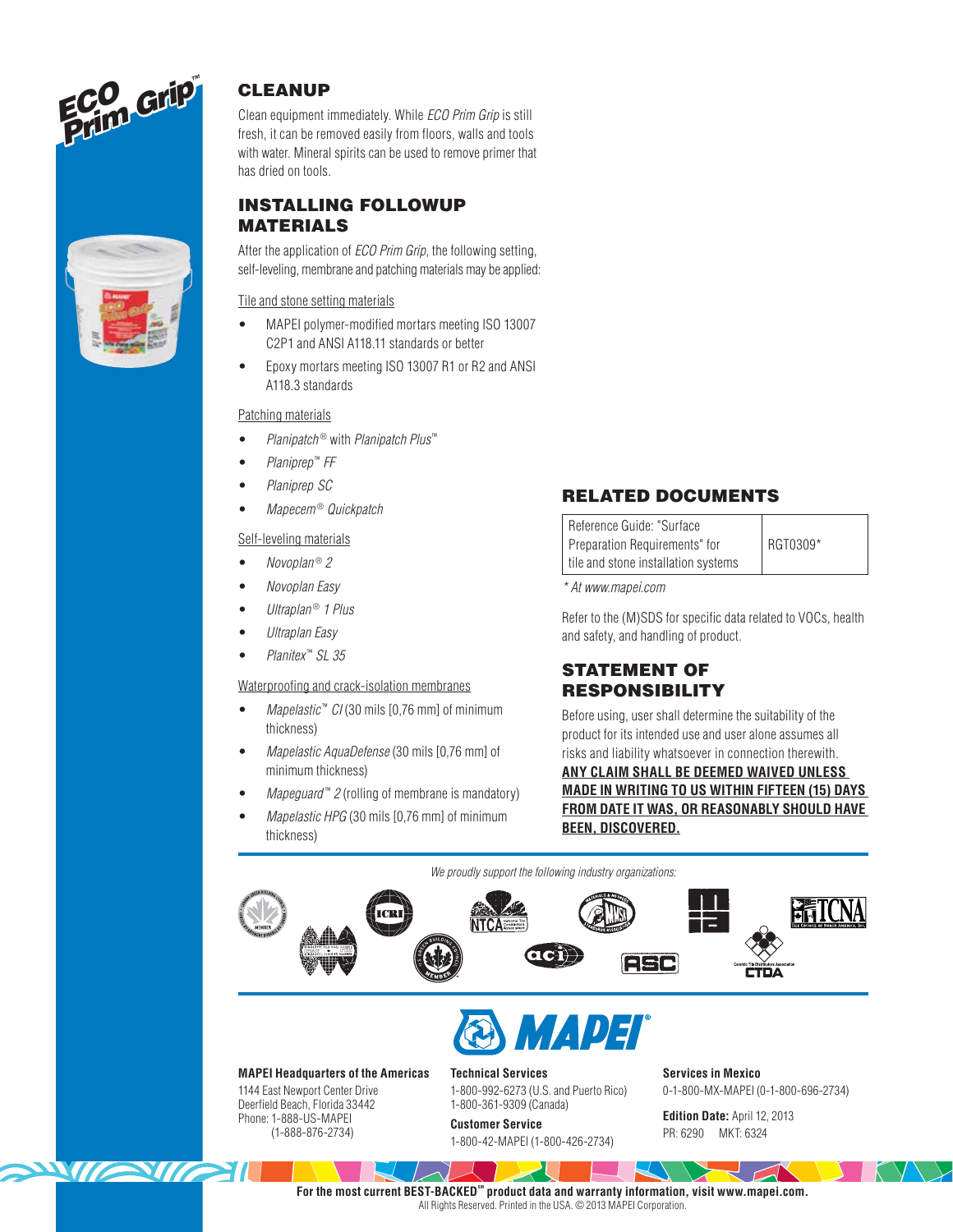## CLEANUP

Clean equipment immediately. While *ECO Prim Grip* is still fresh, it can be removed easily from floors, walls and tools with water. Mineral spirits can be used to remove primer that has dried on tools.

## INSTALLING FOLLOWUP MATERIALS

After the application of *ECO Prim Grip*, the following setting, self-leveling, membrane and patching materials may be applied:

Tile and stone setting materials

- MAPEI polymer-modified mortars meeting ISO 13007 C2P1 and ANSI A118.11 standards or better
- Epoxy mortars meeting ISO 13007 R1 or R2 and ANSI A118.3 standards

Patching materials

- *Planipatch®* with *Planipatch Plus™*
- *Planiprep™ FF*
- *Planiprep SC*
- *Mapecem® Quickpatch*

Self-leveling materials

- *Novoplan® 2*
- *Novoplan Easy*
- *Ultraplan® 1 Plus*
- *Ultraplan Easy*
- *Planitex™ SL 35*

Waterproofing and crack-isolation membranes

- *Mapelastic™ CI* (30 mils [0,76 mm] of minimum thickness)
- *Mapelastic AquaDefense* (30 mils [0,76 mm] of minimum thickness)
- *Mapeguard™ 2* (rolling of membrane is mandatory)
- *Mapelastic HPG* (30 mils [0,76 mm] of minimum thickness)

## RELATED DOCUMENTS

| | |
|---|---|
| Reference Guide: "Surface Preparation Requirements" for tile and stone installation systems | RGT0309* |

*\* At www.mapei.com*

Refer to the (M)SDS for specific data related to VOCs, health and safety, and handling of product.

## STATEMENT OF RESPONSIBILITY

Before using, user shall determine the suitability of the product for its intended use and user alone assumes all risks and liability whatsoever in connection therewith. **ANY CLAIM SHALL BE DEEMED WAIVED UNLESS MADE IN WRITING TO US WITHIN FIFTEEN (15) DAYS FROM DATE IT WAS, OR REASONABLY SHOULD HAVE BEEN, DISCOVERED.**

*We proudly support the following industry organizations:*

**MAPEI Headquarters of the Americas**
1144 East Newport Center Drive
Deerfield Beach, Florida 33442
Phone: 1-888-US-MAPEI
(1-888-876-2734)

**Technical Services**
1-800-992-6273 (U.S. and Puerto Rico)
1-800-361-9309 (Canada)

**Customer Service**
1-800-42-MAPEI (1-800-426-2734)

**Services in Mexico**
0-1-800-MX-MAPEI (0-1-800-696-2734)

**Edition Date:** April 12, 2013
PR: 6290 MKT: 6324

**For the most current BEST-BACKED℠ product data and warranty information, visit www.mapei.com.**
All Rights Reserved. Printed in the USA. © 2013 MAPEI Corporation.